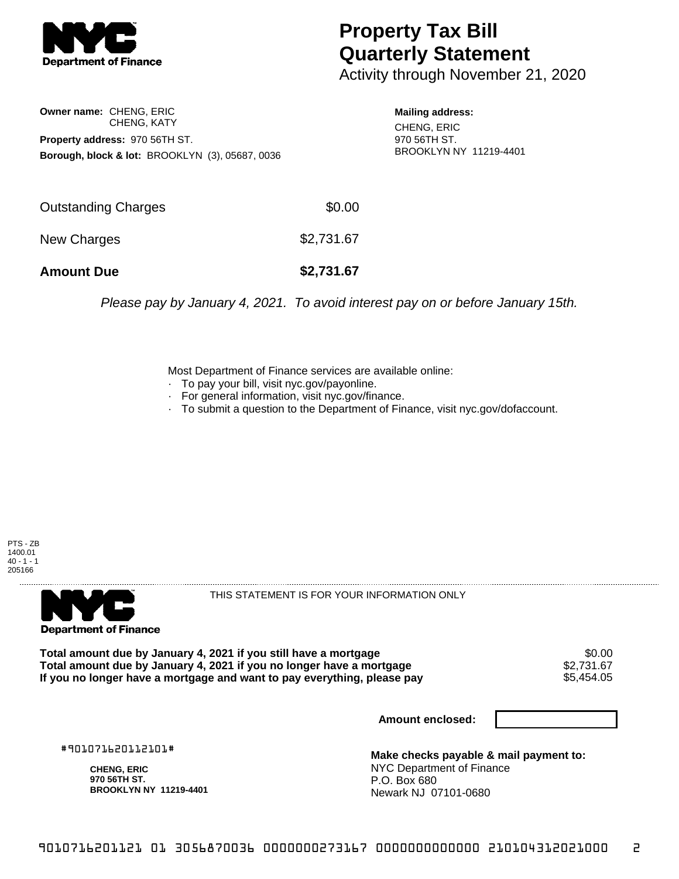NYC Department of Finance

# Property Tax Bill Quarterly Statement

Activity through November 21, 2020

**Owner name:** CHENG, ERIC
CHENG, KATY

**Property address:** 970 56TH ST.

**Borough, block & lot:** BROOKLYN (3), 05687, 0036

**Mailing address:**
CHENG, ERIC
970 56TH ST.
BROOKLYN NY 11219-4401

| | |
|---|---|
| Outstanding Charges | $0.00 |
| New Charges | $2,731.67 |
| **Amount Due** | **$2,731.67** |

*Please pay by January 4, 2021. To avoid interest pay on or before January 15th.*

Most Department of Finance services are available online:

- To pay your bill, visit nyc.gov/payonline.
- For general information, visit nyc.gov/finance.
- To submit a question to the Department of Finance, visit nyc.gov/dofaccount.

PTS - ZB
1400.01
40 - 1 - 1
205166

NYC Department of Finance

THIS STATEMENT IS FOR YOUR INFORMATION ONLY

| | |
|---|---|
| **Total amount due by January 4, 2021 if you still have a mortgage** | $0.00 |
| **Total amount due by January 4, 2021 if you no longer have a mortgage** | $2,731.67 |
| **If you no longer have a mortgage and want to pay everything, please pay** | $5,454.05 |

**Amount enclosed:**

#901071620112101#

**CHENG, ERIC**
**970 56TH ST.**
**BROOKLYN NY 11219-4401**

**Make checks payable & mail payment to:**
NYC Department of Finance
P.O. Box 680
Newark NJ 07101-0680

9010716201121 01 3056870036 0000000273167 0000000000000 210104312021000 2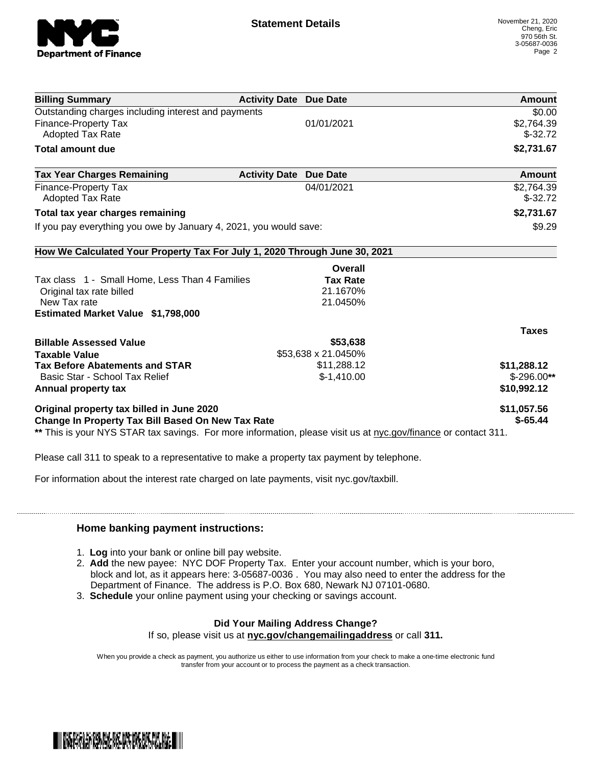# Statement Details

November 21, 2020
Cheng, Eric
970 56th St.
3-05687-0036

| Billing Summary | Activity Date | Due Date | Amount |
|---|---|---|---|
| Outstanding charges including interest and payments | | | $0.00 |
| Finance-Property Tax | | 01/01/2021 | $2,764.39 |
| Adopted Tax Rate | | | $-32.72 |
| **Total amount due** | | | **$2,731.67** |

| Tax Year Charges Remaining | Activity Date | Due Date | Amount |
|---|---|---|---|
| Finance-Property Tax | | 04/01/2021 | $2,764.39 |
| Adopted Tax Rate | | | $-32.72 |
| **Total tax year charges remaining** | | | **$2,731.67** |
| If you pay everything you owe by January 4, 2021, you would save: | | | $9.29 |

**How We Calculated Your Property Tax For July 1, 2020 Through June 30, 2021**

| | Overall Tax Rate | Taxes |
|---|---|---|
| Tax class 1 - Small Home, Less Than 4 Families | | |
| Original tax rate billed | 21.1670% | |
| New Tax rate | 21.0450% | |
| **Estimated Market Value $1,798,000** | | |
| **Billable Assessed Value** | **$53,638** | |
| **Taxable Value** | $53,638 x 21.0450% | |
| **Tax Before Abatements and STAR** | $11,288.12 | **$11,288.12** |
| Basic Star - School Tax Relief | $-1,410.00 | $-296.00** |
| **Annual property tax** | | **$10,992.12** |
| **Original property tax billed in June 2020** | | **$11,057.56** |
| **Change In Property Tax Bill Based On New Tax Rate** | | **$-65.44** |

** This is your NYS STAR tax savings. For more information, please visit us at nyc.gov/finance or contact 311.

Please call 311 to speak to a representative to make a property tax payment by telephone.

For information about the interest rate charged on late payments, visit nyc.gov/taxbill.

### Home banking payment instructions:

1. **Log** into your bank or online bill pay website.
2. **Add** the new payee: NYC DOF Property Tax. Enter your account number, which is your boro, block and lot, as it appears here: 3-05687-0036 . You may also need to enter the address for the Department of Finance. The address is P.O. Box 680, Newark NJ 07101-0680.
3. **Schedule** your online payment using your checking or savings account.

**Did Your Mailing Address Change?**
If so, please visit us at **nyc.gov/changemailingaddress** or call **311.**

When you provide a check as payment, you authorize us either to use information from your check to make a one-time electronic fund transfer from your account or to process the payment as a check transaction.